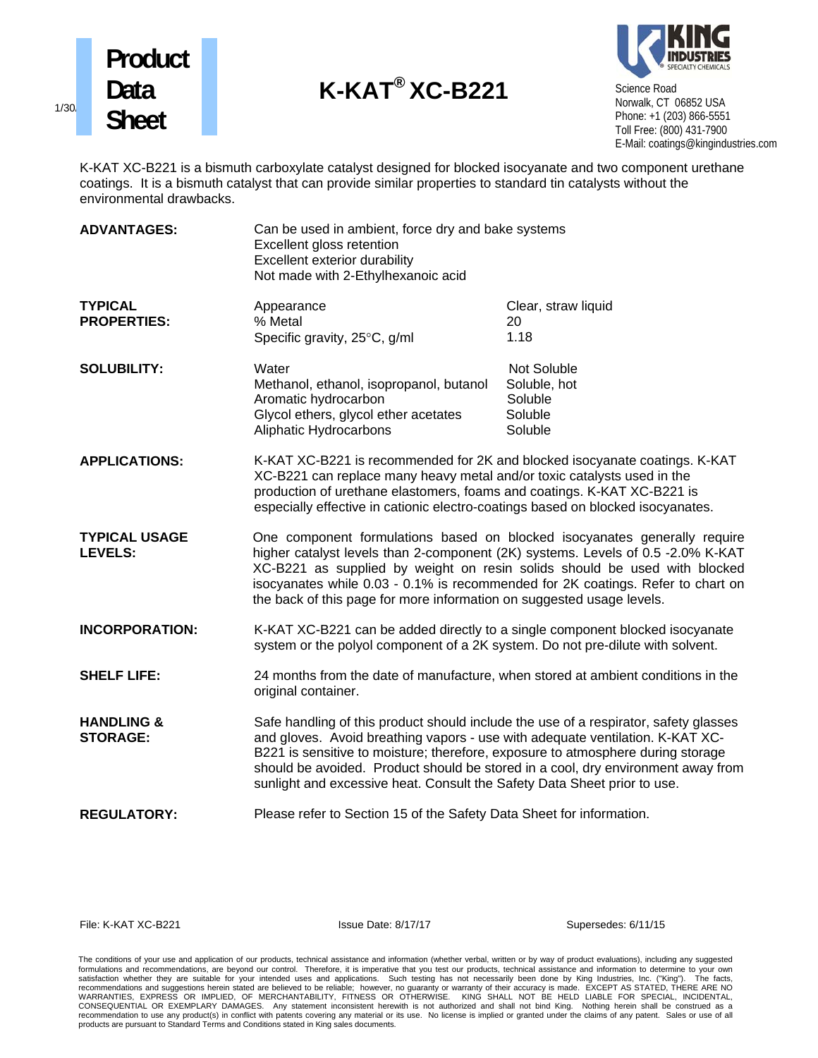# Product Data Sheet

# K-KAT® XC-B221

Science Road
Norwalk, CT 06852 USA
Phone: +1 (203) 866-5551
Toll Free: (800) 431-7900
E-Mail: coatings@kingindustries.com

K-KAT XC-B221 is a bismuth carboxylate catalyst designed for blocked isocyanate and two component urethane coatings. It is a bismuth catalyst that can provide similar properties to standard tin catalysts without the environmental drawbacks.

**ADVANTAGES:**

Can be used in ambient, force dry and bake systems
Excellent gloss retention
Excellent exterior durability
Not made with 2-Ethylhexanoic acid

**TYPICAL PROPERTIES:**

| | |
|---|---|
| Appearance | Clear, straw liquid |
| % Metal | 20 |
| Specific gravity, 25°C, g/ml | 1.18 |

**SOLUBILITY:**

| | |
|---|---|
| Water | Not Soluble |
| Methanol, ethanol, isopropanol, butanol | Soluble, hot |
| Aromatic hydrocarbon | Soluble |
| Glycol ethers, glycol ether acetates | Soluble |
| Aliphatic Hydrocarbons | Soluble |

**APPLICATIONS:**

K-KAT XC-B221 is recommended for 2K and blocked isocyanate coatings. K-KAT XC-B221 can replace many heavy metal and/or toxic catalysts used in the production of urethane elastomers, foams and coatings. K-KAT XC-B221 is especially effective in cationic electro-coatings based on blocked isocyanates.

**TYPICAL USAGE LEVELS:**

One component formulations based on blocked isocyanates generally require higher catalyst levels than 2-component (2K) systems. Levels of 0.5 -2.0% K-KAT XC-B221 as supplied by weight on resin solids should be used with blocked isocyanates while 0.03 - 0.1% is recommended for 2K coatings. Refer to chart on the back of this page for more information on suggested usage levels.

**INCORPORATION:**

K-KAT XC-B221 can be added directly to a single component blocked isocyanate system or the polyol component of a 2K system. Do not pre-dilute with solvent.

**SHELF LIFE:**

24 months from the date of manufacture, when stored at ambient conditions in the original container.

**HANDLING & STORAGE:**

Safe handling of this product should include the use of a respirator, safety glasses and gloves. Avoid breathing vapors - use with adequate ventilation. K-KAT XC-B221 is sensitive to moisture; therefore, exposure to atmosphere during storage should be avoided. Product should be stored in a cool, dry environment away from sunlight and excessive heat. Consult the Safety Data Sheet prior to use.

**REGULATORY:**

Please refer to Section 15 of the Safety Data Sheet for information.

File: K-KAT XC-B221 Issue Date: 8/17/17 Supersedes: 6/11/15

The conditions of your use and application of our products, technical assistance and information (whether verbal, written or by way of product evaluations), including any suggested formulations and recommendations, are beyond our control. Therefore, it is imperative that you test our products, technical assistance and information to determine to your own satisfaction whether they are suitable for your intended uses and applications. Such testing has not necessarily been done by King Industries, Inc. ("King"). The facts, recommendations and suggestions herein stated are believed to be reliable; however, no guaranty or warranty of their accuracy is made. EXCEPT AS STATED, THERE ARE NO WARRANTIES, EXPRESS OR IMPLIED, OF MERCHANTABILITY, FITNESS OR OTHERWISE. KING SHALL NOT BE HELD LIABLE FOR SPECIAL, INCIDENTAL, CONSEQUENTIAL OR EXEMPLARY DAMAGES. Any statement inconsistent herewith is not authorized and shall not bind King. Nothing herein shall be construed as a recommendation to use any product(s) in conflict with patents covering any material or its use. No license is implied or granted under the claims of any patent. Sales or use of all products are pursuant to Standard Terms and Conditions stated in King sales documents.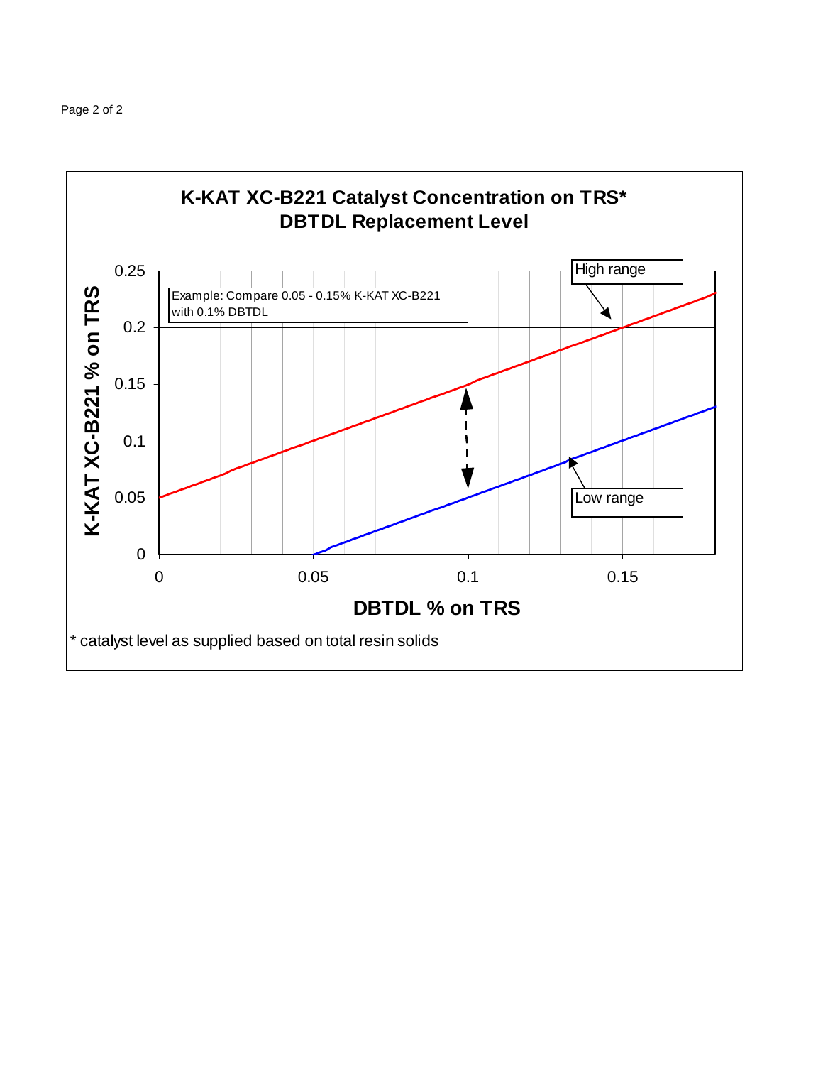**K-KAT XC-B221 Catalyst Concentration on TRS***
**DBTDL Replacement Level**

Example: Compare 0.05 - 0.15% K-KAT XC-B221 with 0.1% DBTDL

High range

Low range

K-KAT XC-B221 % on TRS

0.25
0.2
0.15
0.1
0.05
0

0
0.05
0.1
0.15

DBTDL % on TRS

* catalyst level as supplied based on total resin solids